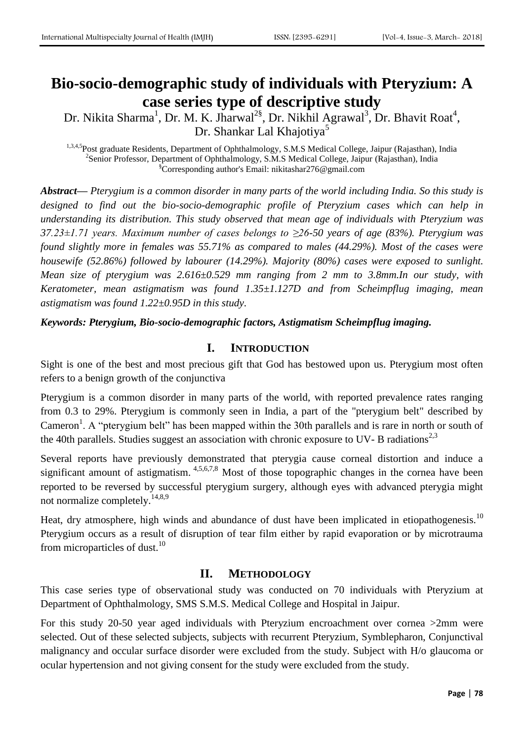# Bio-socio-demographic study of individuals with Pteryzium: A case series type of descriptive study

Dr. Nikita Sharma[1], Dr. M. K. Jharwal[2§], Dr. Nikhil Agrawal[3], Dr. Bhavit Roat[4], Dr. Shankar Lal Khajotiya[5]

[1,3,4,5]Post graduate Residents, Department of Ophthalmology, S.M.S Medical College, Jaipur (Rajasthan), India
[2]Senior Professor, Department of Ophthalmology, S.M.S Medical College, Jaipur (Rajasthan), India
[§]Corresponding author's Email: nikitashar276@gmail.com

***Abstract—*** *Pterygium is a common disorder in many parts of the world including India. So this study is designed to find out the bio-socio-demographic profile of Pteryzium cases which can help in understanding its distribution. This study observed that mean age of individuals with Pteryzium was 37.23±1.71 years. Maximum number of cases belongs to ≥26-50 years of age (83%). Pterygium was found slightly more in females was 55.71% as compared to males (44.29%). Most of the cases were housewife (52.86%) followed by labourer (14.29%). Majority (80%) cases were exposed to sunlight. Mean size of pterygium was 2.616±0.529 mm ranging from 2 mm to 3.8mm.In our study, with Keratometer, mean astigmatism was found 1.35±1.127D and from Scheimpflug imaging, mean astigmatism was found 1.22±0.95D in this study.*

***Keywords: Pterygium, Bio-socio-demographic factors, Astigmatism Scheimpflug imaging.***

## I. INTRODUCTION

Sight is one of the best and most precious gift that God has bestowed upon us. Pterygium most often refers to a benign growth of the conjunctiva

Pterygium is a common disorder in many parts of the world, with reported prevalence rates ranging from 0.3 to 29%. Pterygium is commonly seen in India, a part of the "pterygium belt" described by Cameron[1]. A "pterygium belt" has been mapped within the 30th parallels and is rare in north or south of the 40th parallels. Studies suggest an association with chronic exposure to UV- B radiations[2,3]

Several reports have previously demonstrated that pterygia cause corneal distortion and induce a significant amount of astigmatism. [4,5,6,7,8] Most of those topographic changes in the cornea have been reported to be reversed by successful pterygium surgery, although eyes with advanced pterygia might not normalize completely.[14,8,9]

Heat, dry atmosphere, high winds and abundance of dust have been implicated in etiopathogenesis.[10] Pterygium occurs as a result of disruption of tear film either by rapid evaporation or by microtrauma from microparticles of dust.[10]

## II. METHODOLOGY

This case series type of observational study was conducted on 70 individuals with Pteryzium at Department of Ophthalmology, SMS S.M.S. Medical College and Hospital in Jaipur.

For this study 20-50 year aged individuals with Pteryzium encroachment over cornea >2mm were selected. Out of these selected subjects, subjects with recurrent Pteryzium, Symblepharon, Conjunctival malignancy and occular surface disorder were excluded from the study. Subject with H/o glaucoma or ocular hypertension and not giving consent for the study were excluded from the study.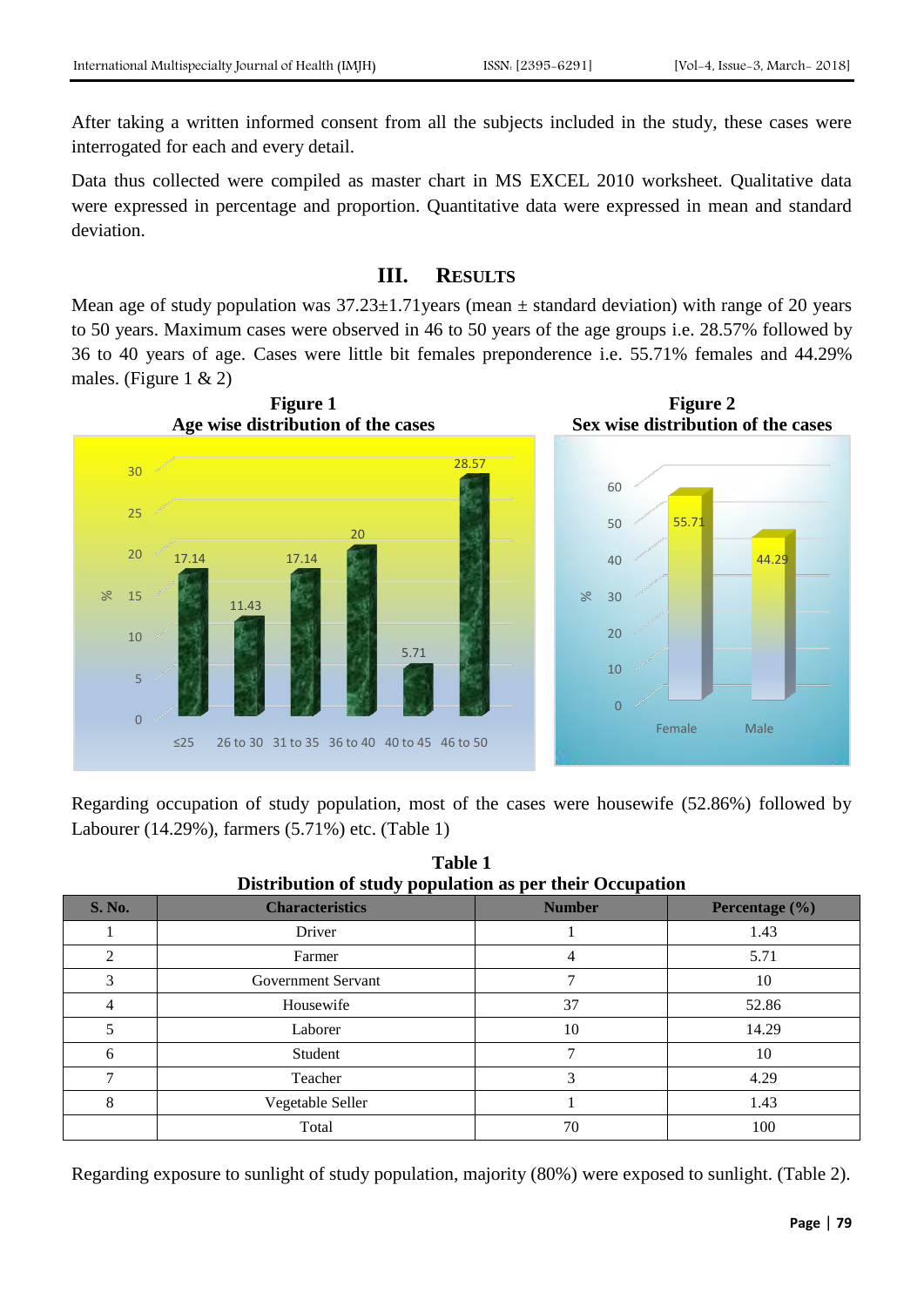After taking a written informed consent from all the subjects included in the study, these cases were interrogated for each and every detail.

Data thus collected were compiled as master chart in MS EXCEL 2010 worksheet. Qualitative data were expressed in percentage and proportion. Quantitative data were expressed in mean and standard deviation.

## III. Results

Mean age of study population was 37.23±1.71years (mean ± standard deviation) with range of 20 years to 50 years. Maximum cases were observed in 46 to 50 years of the age groups i.e. 28.57% followed by 36 to 40 years of age. Cases were little bit females preponderence i.e. 55.71% females and 44.29% males. (Figure 1 & 2)

**Figure 1**
**Age wise distribution of the cases**

**Figure 2**
**Sex wise distribution of the cases**

Regarding occupation of study population, most of the cases were housewife (52.86%) followed by Labourer (14.29%), farmers (5.71%) etc. (Table 1)

**Table 1**
**Distribution of study population as per their Occupation**

| S. No. | Characteristics | Number | Percentage (%) |
|---|---|---|---|
| 1 | Driver | 1 | 1.43 |
| 2 | Farmer | 4 | 5.71 |
| 3 | Government Servant | 7 | 10 |
| 4 | Housewife | 37 | 52.86 |
| 5 | Laborer | 10 | 14.29 |
| 6 | Student | 7 | 10 |
| 7 | Teacher | 3 | 4.29 |
| 8 | Vegetable Seller | 1 | 1.43 |
| | Total | 70 | 100 |

Regarding exposure to sunlight of study population, majority (80%) were exposed to sunlight. (Table 2).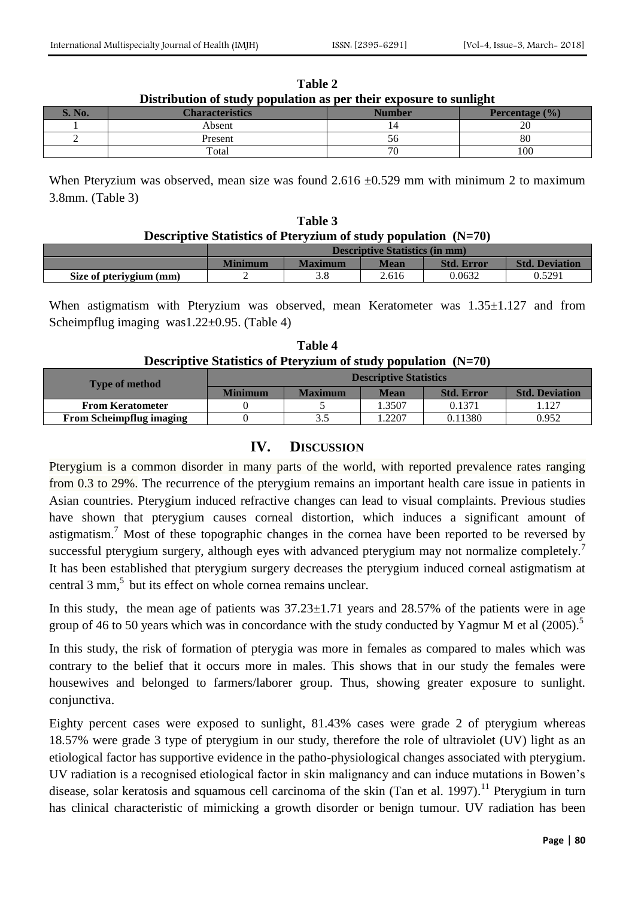**Table 2**

**Distribution of study population as per their exposure to sunlight**

| S. No. | Characteristics | Number | Percentage (%) |
|---|---|---|---|
| 1 | Absent | 14 | 20 |
| 2 | Present | 56 | 80 |
| | Total | 70 | 100 |

When Pteryzium was observed, mean size was found 2.616 ±0.529 mm with minimum 2 to maximum 3.8mm. (Table 3)

**Table 3**

**Descriptive Statistics of Pteryzium of study population (N=70)**

| | Descriptive Statistics (in mm) | | | | |
|---|---|---|---|---|---|
| | Minimum | Maximum | Mean | Std. Error | Std. Deviation |
| **Size of pteriygium (mm)** | 2 | 3.8 | 2.616 | 0.0632 | 0.5291 |

When astigmatism with Pteryzium was observed, mean Keratometer was 1.35±1.127 and from Scheimpflug imaging was1.22±0.95. (Table 4)

**Table 4**

**Descriptive Statistics of Pteryzium of study population (N=70)**

| Type of method | Descriptive Statistics | | | | |
|---|---|---|---|---|---|
| | Minimum | Maximum | Mean | Std. Error | Std. Deviation |
| **From Keratometer** | 0 | 5 | 1.3507 | 0.1371 | 1.127 |
| **From Scheimpflug imaging** | 0 | 3.5 | 1.2207 | 0.11380 | 0.952 |

## IV. Discussion

Pterygium is a common disorder in many parts of the world, with reported prevalence rates ranging from 0.3 to 29%. The recurrence of the pterygium remains an important health care issue in patients in Asian countries. Pterygium induced refractive changes can lead to visual complaints. Previous studies have shown that pterygium causes corneal distortion, which induces a significant amount of astigmatism.[7] Most of these topographic changes in the cornea have been reported to be reversed by successful pterygium surgery, although eyes with advanced pterygium may not normalize completely.[7] It has been established that pterygium surgery decreases the pterygium induced corneal astigmatism at central 3 mm,[5] but its effect on whole cornea remains unclear.

In this study, the mean age of patients was 37.23±1.71 years and 28.57% of the patients were in age group of 46 to 50 years which was in concordance with the study conducted by Yagmur M et al (2005).[5]

In this study, the risk of formation of pterygia was more in females as compared to males which was contrary to the belief that it occurs more in males. This shows that in our study the females were housewives and belonged to farmers/laborer group. Thus, showing greater exposure to sunlight. conjunctiva.

Eighty percent cases were exposed to sunlight, 81.43% cases were grade 2 of pterygium whereas 18.57% were grade 3 type of pterygium in our study, therefore the role of ultraviolet (UV) light as an etiological factor has supportive evidence in the patho-physiological changes associated with pterygium. UV radiation is a recognised etiological factor in skin malignancy and can induce mutations in Bowen's disease, solar keratosis and squamous cell carcinoma of the skin (Tan et al. 1997).[11] Pterygium in turn has clinical characteristic of mimicking a growth disorder or benign tumour. UV radiation has been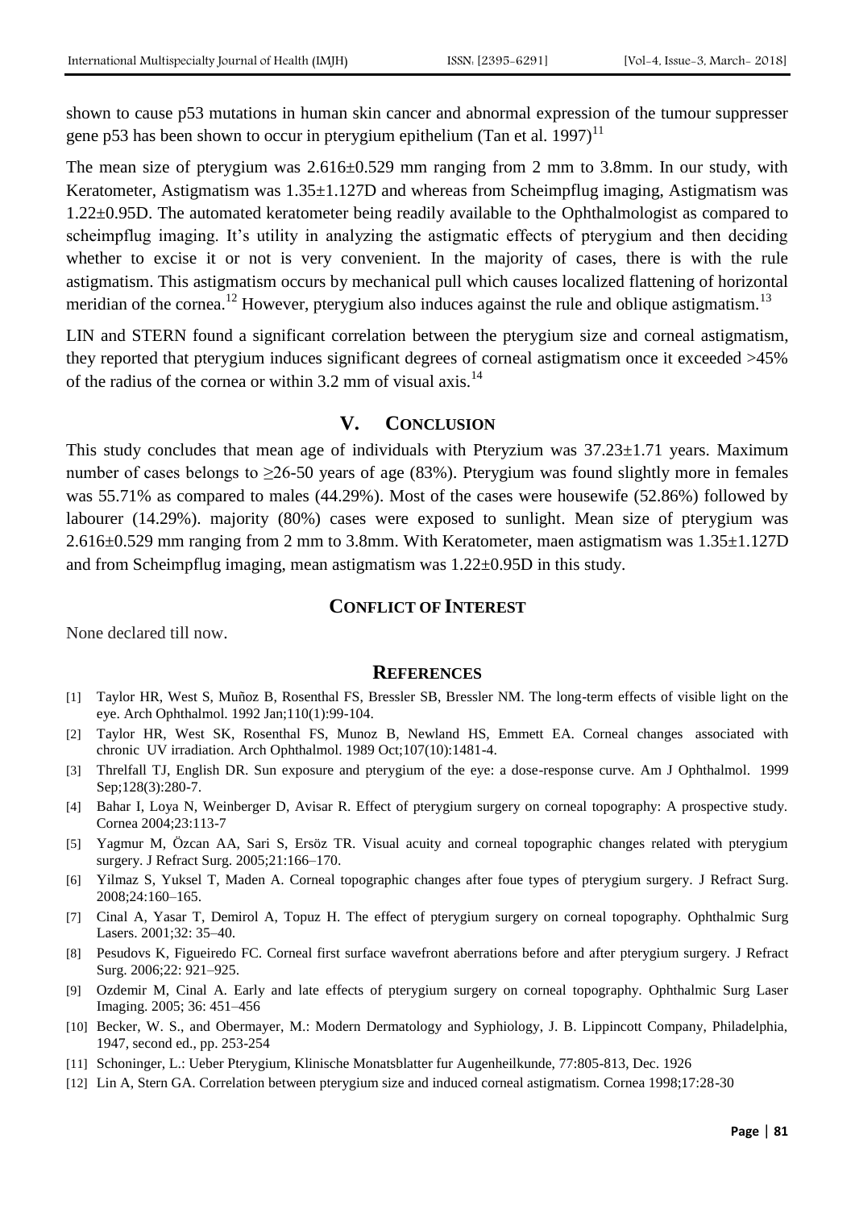shown to cause p53 mutations in human skin cancer and abnormal expression of the tumour suppresser gene p53 has been shown to occur in pterygium epithelium (Tan et al. 1997)[11]

The mean size of pterygium was 2.616±0.529 mm ranging from 2 mm to 3.8mm. In our study, with Keratometer, Astigmatism was 1.35±1.127D and whereas from Scheimpflug imaging, Astigmatism was 1.22±0.95D. The automated keratometer being readily available to the Ophthalmologist as compared to scheimpflug imaging. It's utility in analyzing the astigmatic effects of pterygium and then deciding whether to excise it or not is very convenient. In the majority of cases, there is with the rule astigmatism. This astigmatism occurs by mechanical pull which causes localized flattening of horizontal meridian of the cornea.[12] However, pterygium also induces against the rule and oblique astigmatism.[13]

LIN and STERN found a significant correlation between the pterygium size and corneal astigmatism, they reported that pterygium induces significant degrees of corneal astigmatism once it exceeded >45% of the radius of the cornea or within 3.2 mm of visual axis.[14]

## V. Conclusion

This study concludes that mean age of individuals with Pteryzium was 37.23±1.71 years. Maximum number of cases belongs to ≥26-50 years of age (83%). Pterygium was found slightly more in females was 55.71% as compared to males (44.29%). Most of the cases were housewife (52.86%) followed by labourer (14.29%). majority (80%) cases were exposed to sunlight. Mean size of pterygium was 2.616±0.529 mm ranging from 2 mm to 3.8mm. With Keratometer, maen astigmatism was 1.35±1.127D and from Scheimpflug imaging, mean astigmatism was 1.22±0.95D in this study.

## Conflict of Interest

None declared till now.

## References

[1] Taylor HR, West S, Muñoz B, Rosenthal FS, Bressler SB, Bressler NM. The long-term effects of visible light on the eye. Arch Ophthalmol. 1992 Jan;110(1):99-104.

[2] Taylor HR, West SK, Rosenthal FS, Munoz B, Newland HS, Emmett EA. Corneal changes associated with chronic UV irradiation. Arch Ophthalmol. 1989 Oct;107(10):1481-4.

[3] Threlfall TJ, English DR. Sun exposure and pterygium of the eye: a dose-response curve. Am J Ophthalmol. 1999 Sep;128(3):280-7.

[4] Bahar I, Loya N, Weinberger D, Avisar R. Effect of pterygium surgery on corneal topography: A prospective study. Cornea 2004;23:113-7

[5] Yagmur M, Özcan AA, Sari S, Ersöz TR. Visual acuity and corneal topographic changes related with pterygium surgery. J Refract Surg. 2005;21:166–170.

[6] Yilmaz S, Yuksel T, Maden A. Corneal topographic changes after foue types of pterygium surgery. J Refract Surg. 2008;24:160–165.

[7] Cinal A, Yasar T, Demirol A, Topuz H. The effect of pterygium surgery on corneal topography. Ophthalmic Surg Lasers. 2001;32: 35–40.

[8] Pesudovs K, Figueiredo FC. Corneal first surface wavefront aberrations before and after pterygium surgery. J Refract Surg. 2006;22: 921–925.

[9] Ozdemir M, Cinal A. Early and late effects of pterygium surgery on corneal topography. Ophthalmic Surg Laser Imaging. 2005; 36: 451–456

[10] Becker, W. S., and Obermayer, M.: Modern Dermatology and Syphiology, J. B. Lippincott Company, Philadelphia, 1947, second ed., pp. 253-254

[11] Schoninger, L.: Ueber Pterygium, Klinische Monatsblatter fur Augenheilkunde, 77:805-813, Dec. 1926

[12] Lin A, Stern GA. Correlation between pterygium size and induced corneal astigmatism. Cornea 1998;17:28-30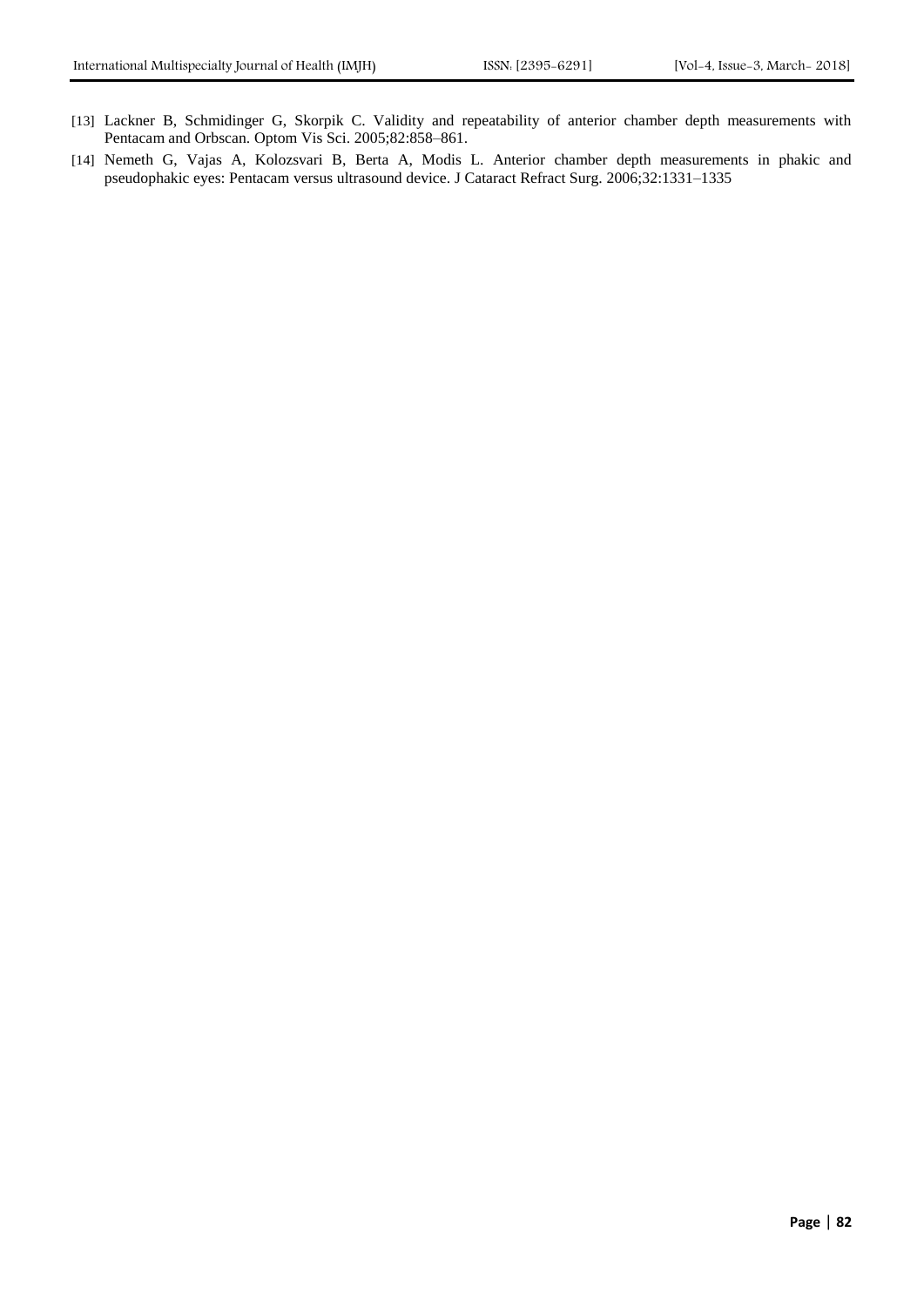[13] Lackner B, Schmidinger G, Skorpik C. Validity and repeatability of anterior chamber depth measurements with Pentacam and Orbscan. Optom Vis Sci. 2005;82:858–861.

[14] Nemeth G, Vajas A, Kolozsvari B, Berta A, Modis L. Anterior chamber depth measurements in phakic and pseudophakic eyes: Pentacam versus ultrasound device. J Cataract Refract Surg. 2006;32:1331–1335